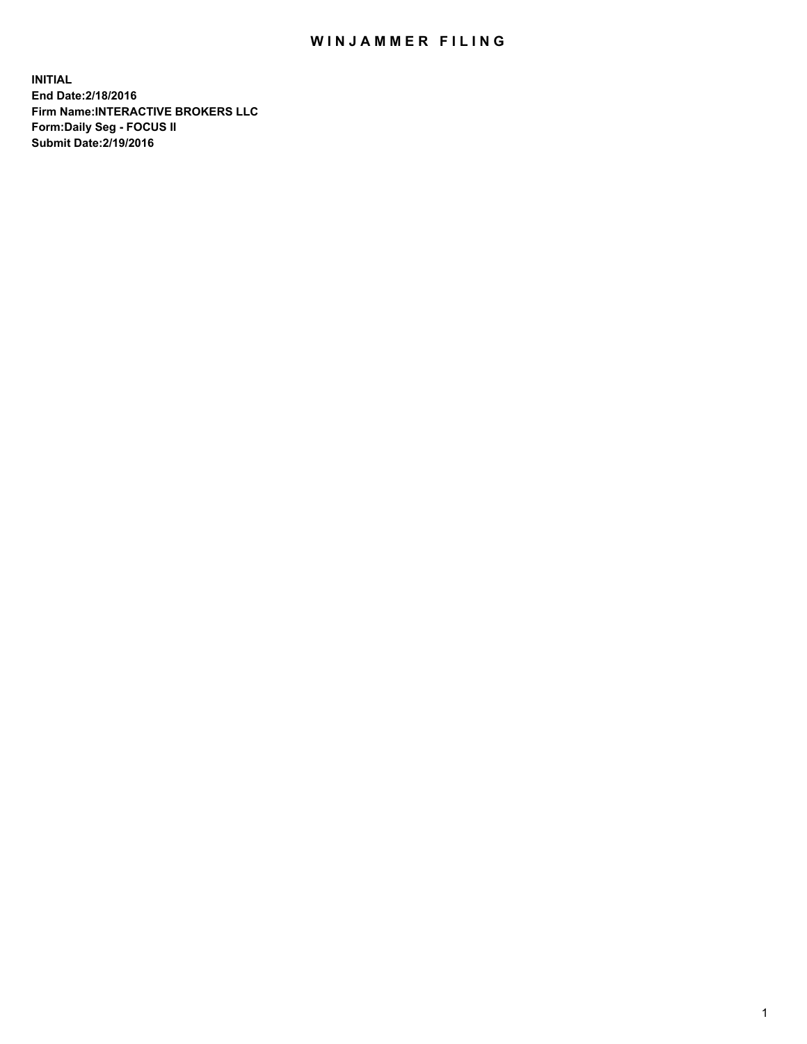# WINJAMMER FILING

**INITIAL**
**End Date:2/18/2016**
**Firm Name:INTERACTIVE BROKERS LLC**
**Form:Daily Seg - FOCUS II**
**Submit Date:2/19/2016**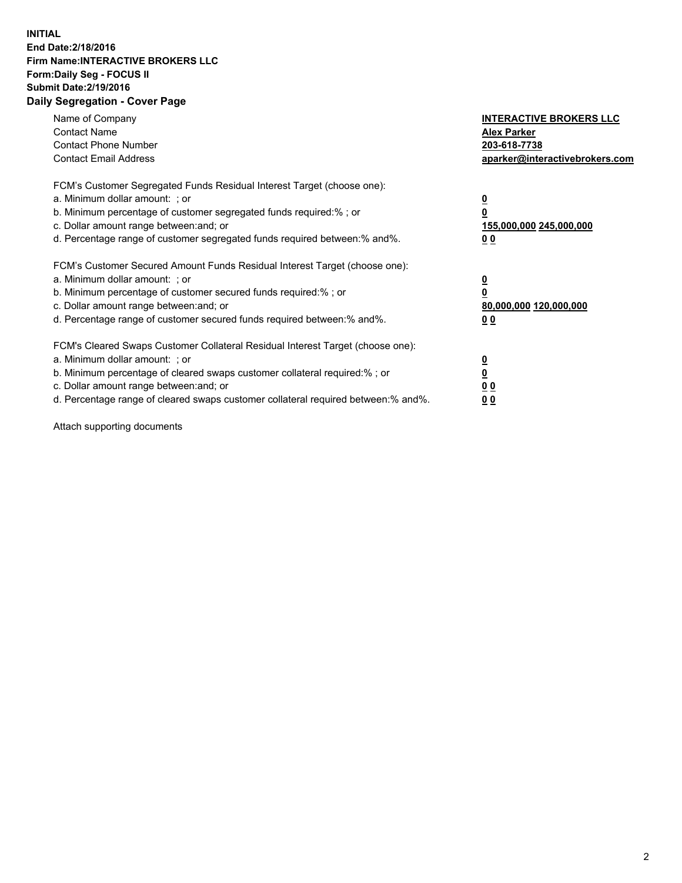**INITIAL**
**End Date:2/18/2016**
**Firm Name:INTERACTIVE BROKERS LLC**
**Form:Daily Seg - FOCUS II**
**Submit Date:2/19/2016**

## Daily Segregation - Cover Page

| | |
|---|---|
| Name of Company | **INTERACTIVE BROKERS LLC** |
| Contact Name | **Alex Parker** |
| Contact Phone Number | **203-618-7738** |
| Contact Email Address | **aparker@interactivebrokers.com** |

FCM's Customer Segregated Funds Residual Interest Target (choose one):

| | |
|---|---|
| a. Minimum dollar amount: ; or | **0** |
| b. Minimum percentage of customer segregated funds required:% ; or | **0** |
| c. Dollar amount range between:and; or | **155,000,000 245,000,000** |
| d. Percentage range of customer segregated funds required between:% and%. | **0 0** |

FCM's Customer Secured Amount Funds Residual Interest Target (choose one):

| | |
|---|---|
| a. Minimum dollar amount: ; or | **0** |
| b. Minimum percentage of customer secured funds required:% ; or | **0** |
| c. Dollar amount range between:and; or | **80,000,000 120,000,000** |
| d. Percentage range of customer secured funds required between:% and%. | **0 0** |

FCM's Cleared Swaps Customer Collateral Residual Interest Target (choose one):

| | |
|---|---|
| a. Minimum dollar amount: ; or | **0** |
| b. Minimum percentage of cleared swaps customer collateral required:% ; or | **0** |
| c. Dollar amount range between:and; or | **0 0** |
| d. Percentage range of cleared swaps customer collateral required between:% and%. | **0 0** |

Attach supporting documents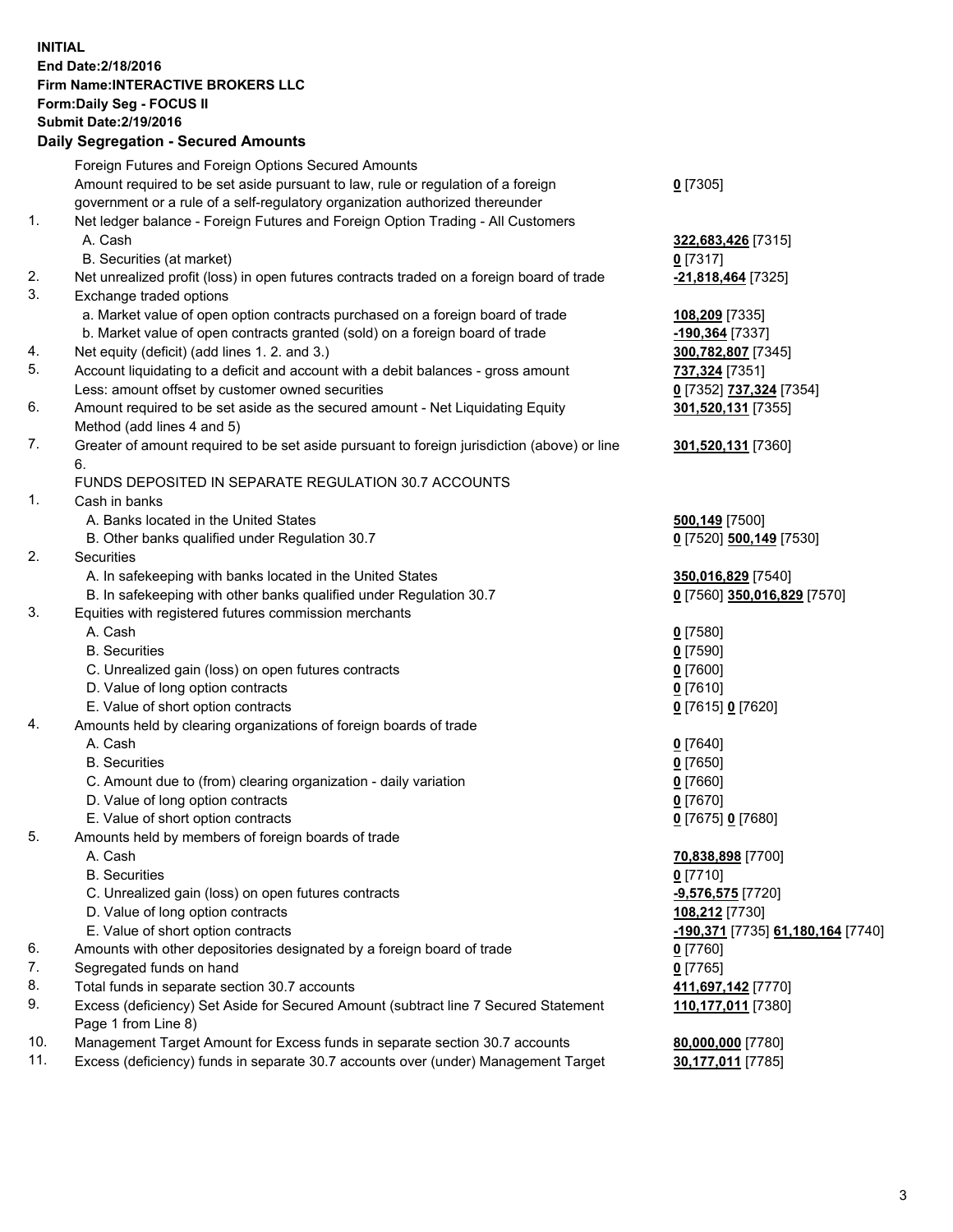**INITIAL**
**End Date:2/18/2016**
**Firm Name:INTERACTIVE BROKERS LLC**
**Form:Daily Seg - FOCUS II**
**Submit Date:2/19/2016**

## Daily Segregation - Secured Amounts

| | | |
|---|---|---|
| | Foreign Futures and Foreign Options Secured Amounts | |
| | Amount required to be set aside pursuant to law, rule or regulation of a foreign government or a rule of a self-regulatory organization authorized thereunder | **0** [7305] |
| 1. | Net ledger balance - Foreign Futures and Foreign Option Trading - All Customers | |
| | A. Cash | **322,683,426** [7315] |
| | B. Securities (at market) | **0** [7317] |
| 2. | Net unrealized profit (loss) in open futures contracts traded on a foreign board of trade | **-21,818,464** [7325] |
| 3. | Exchange traded options | |
| | a. Market value of open option contracts purchased on a foreign board of trade | **108,209** [7335] |
| | b. Market value of open contracts granted (sold) on a foreign board of trade | **-190,364** [7337] |
| 4. | Net equity (deficit) (add lines 1. 2. and 3.) | **300,782,807** [7345] |
| 5. | Account liquidating to a deficit and account with a debit balances - gross amount | **737,324** [7351] |
| | Less: amount offset by customer owned securities | **0** [7352] **737,324** [7354] |
| 6. | Amount required to be set aside as the secured amount - Net Liquidating Equity Method (add lines 4 and 5) | **301,520,131** [7355] |
| 7. | Greater of amount required to be set aside pursuant to foreign jurisdiction (above) or line 6. | **301,520,131** [7360] |
| | FUNDS DEPOSITED IN SEPARATE REGULATION 30.7 ACCOUNTS | |
| 1. | Cash in banks | |
| | A. Banks located in the United States | **500,149** [7500] |
| | B. Other banks qualified under Regulation 30.7 | **0** [7520] **500,149** [7530] |
| 2. | Securities | |
| | A. In safekeeping with banks located in the United States | **350,016,829** [7540] |
| | B. In safekeeping with other banks qualified under Regulation 30.7 | **0** [7560] **350,016,829** [7570] |
| 3. | Equities with registered futures commission merchants | |
| | A. Cash | **0** [7580] |
| | B. Securities | **0** [7590] |
| | C. Unrealized gain (loss) on open futures contracts | **0** [7600] |
| | D. Value of long option contracts | **0** [7610] |
| | E. Value of short option contracts | **0** [7615] **0** [7620] |
| 4. | Amounts held by clearing organizations of foreign boards of trade | |
| | A. Cash | **0** [7640] |
| | B. Securities | **0** [7650] |
| | C. Amount due to (from) clearing organization - daily variation | **0** [7660] |
| | D. Value of long option contracts | **0** [7670] |
| | E. Value of short option contracts | **0** [7675] **0** [7680] |
| 5. | Amounts held by members of foreign boards of trade | |
| | A. Cash | **70,838,898** [7700] |
| | B. Securities | **0** [7710] |
| | C. Unrealized gain (loss) on open futures contracts | **-9,576,575** [7720] |
| | D. Value of long option contracts | **108,212** [7730] |
| | E. Value of short option contracts | **-190,371** [7735] **61,180,164** [7740] |
| 6. | Amounts with other depositories designated by a foreign board of trade | **0** [7760] |
| 7. | Segregated funds on hand | **0** [7765] |
| 8. | Total funds in separate section 30.7 accounts | **411,697,142** [7770] |
| 9. | Excess (deficiency) Set Aside for Secured Amount (subtract line 7 Secured Statement Page 1 from Line 8) | **110,177,011** [7380] |
| 10. | Management Target Amount for Excess funds in separate section 30.7 accounts | **80,000,000** [7780] |
| 11. | Excess (deficiency) funds in separate 30.7 accounts over (under) Management Target | **30,177,011** [7785] |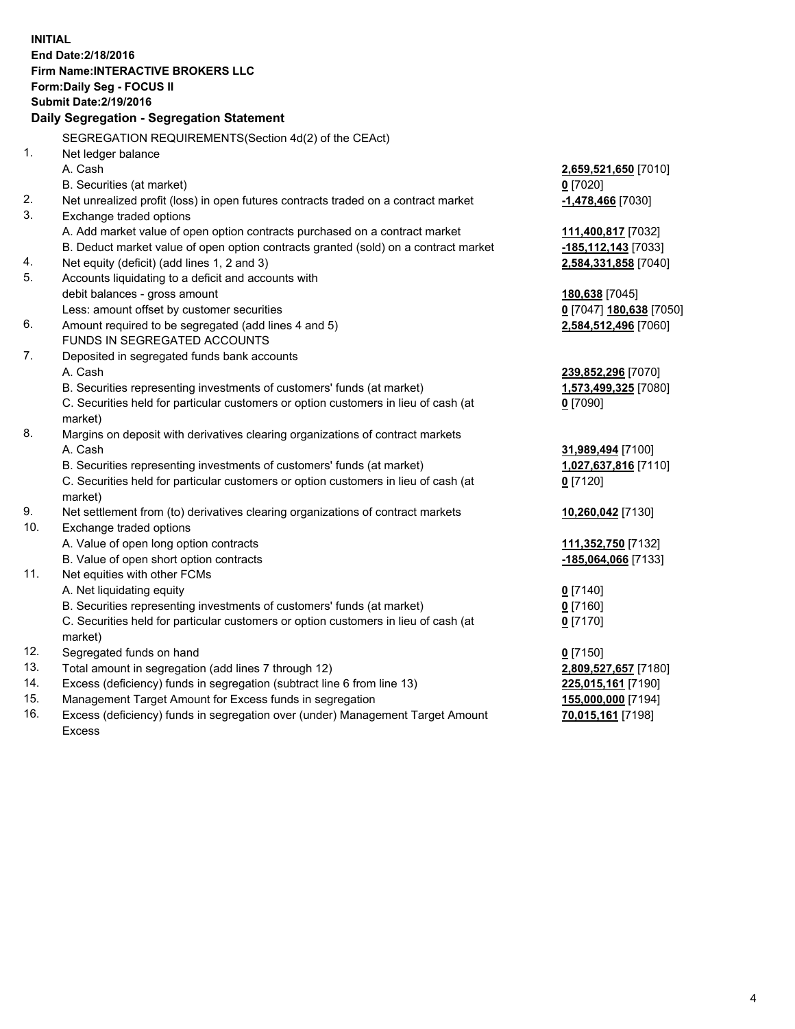**INITIAL**
**End Date:2/18/2016**
**Firm Name:INTERACTIVE BROKERS LLC**
**Form:Daily Seg - FOCUS II**
**Submit Date:2/19/2016**

### Daily Segregation - Segregation Statement

| | | |
|---|---|---|
| | SEGREGATION REQUIREMENTS(Section 4d(2) of the CEAct) | |
| 1. | Net ledger balance | |
| | A. Cash | **2,659,521,650** [7010] |
| | B. Securities (at market) | **0** [7020] |
| 2. | Net unrealized profit (loss) in open futures contracts traded on a contract market | **-1,478,466** [7030] |
| 3. | Exchange traded options | |
| | A. Add market value of open option contracts purchased on a contract market | **111,400,817** [7032] |
| | B. Deduct market value of open option contracts granted (sold) on a contract market | **-185,112,143** [7033] |
| 4. | Net equity (deficit) (add lines 1, 2 and 3) | **2,584,331,858** [7040] |
| 5. | Accounts liquidating to a deficit and accounts with | |
| | debit balances - gross amount | **180,638** [7045] |
| | Less: amount offset by customer securities | **0** [7047] **180,638** [7050] |
| 6. | Amount required to be segregated (add lines 4 and 5) | **2,584,512,496** [7060] |
| | FUNDS IN SEGREGATED ACCOUNTS | |
| 7. | Deposited in segregated funds bank accounts | |
| | A. Cash | **239,852,296** [7070] |
| | B. Securities representing investments of customers' funds (at market) | **1,573,499,325** [7080] |
| | C. Securities held for particular customers or option customers in lieu of cash (at market) | **0** [7090] |
| 8. | Margins on deposit with derivatives clearing organizations of contract markets | |
| | A. Cash | **31,989,494** [7100] |
| | B. Securities representing investments of customers' funds (at market) | **1,027,637,816** [7110] |
| | C. Securities held for particular customers or option customers in lieu of cash (at market) | **0** [7120] |
| 9. | Net settlement from (to) derivatives clearing organizations of contract markets | **10,260,042** [7130] |
| 10. | Exchange traded options | |
| | A. Value of open long option contracts | **111,352,750** [7132] |
| | B. Value of open short option contracts | **-185,064,066** [7133] |
| 11. | Net equities with other FCMs | |
| | A. Net liquidating equity | **0** [7140] |
| | B. Securities representing investments of customers' funds (at market) | **0** [7160] |
| | C. Securities held for particular customers or option customers in lieu of cash (at market) | **0** [7170] |
| 12. | Segregated funds on hand | **0** [7150] |
| 13. | Total amount in segregation (add lines 7 through 12) | **2,809,527,657** [7180] |
| 14. | Excess (deficiency) funds in segregation (subtract line 6 from line 13) | **225,015,161** [7190] |
| 15. | Management Target Amount for Excess funds in segregation | **155,000,000** [7194] |
| 16. | Excess (deficiency) funds in segregation over (under) Management Target Amount Excess | **70,015,161** [7198] |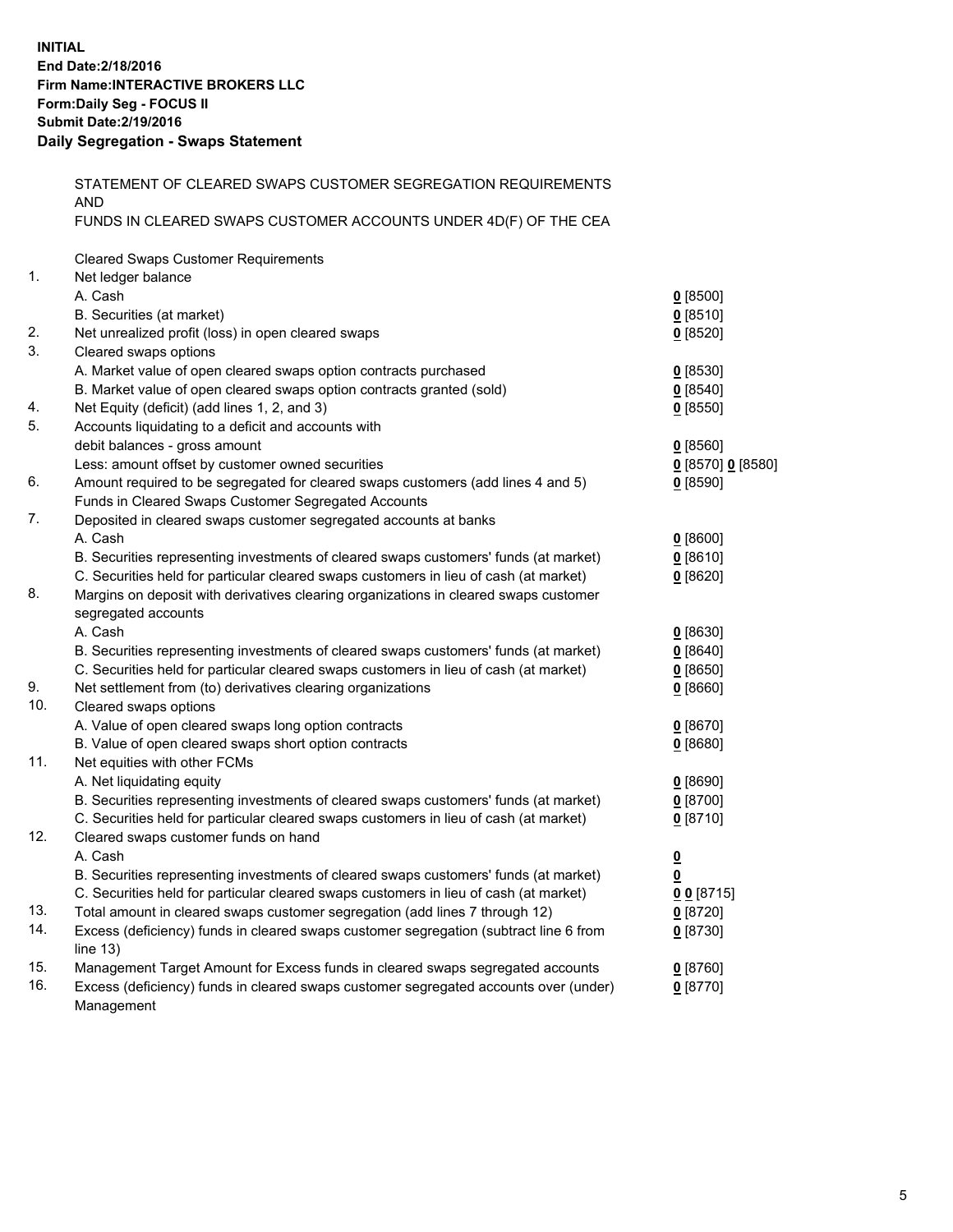**INITIAL**
**End Date:2/18/2016**
**Firm Name:INTERACTIVE BROKERS LLC**
**Form:Daily Seg - FOCUS II**
**Submit Date:2/19/2016**
**Daily Segregation - Swaps Statement**

STATEMENT OF CLEARED SWAPS CUSTOMER SEGREGATION REQUIREMENTS
AND
FUNDS IN CLEARED SWAPS CUSTOMER ACCOUNTS UNDER 4D(F) OF THE CEA

| | | |
|---|---|---|
| | Cleared Swaps Customer Requirements | |
| 1. | Net ledger balance | |
| | A. Cash | 0 [8500] |
| | B. Securities (at market) | 0 [8510] |
| 2. | Net unrealized profit (loss) in open cleared swaps | 0 [8520] |
| 3. | Cleared swaps options | |
| | A. Market value of open cleared swaps option contracts purchased | 0 [8530] |
| | B. Market value of open cleared swaps option contracts granted (sold) | 0 [8540] |
| 4. | Net Equity (deficit) (add lines 1, 2, and 3) | 0 [8550] |
| 5. | Accounts liquidating to a deficit and accounts with | |
| | debit balances - gross amount | 0 [8560] |
| | Less: amount offset by customer owned securities | 0 [8570] 0 [8580] |
| 6. | Amount required to be segregated for cleared swaps customers (add lines 4 and 5) | 0 [8590] |
| | Funds in Cleared Swaps Customer Segregated Accounts | |
| 7. | Deposited in cleared swaps customer segregated accounts at banks | |
| | A. Cash | 0 [8600] |
| | B. Securities representing investments of cleared swaps customers' funds (at market) | 0 [8610] |
| | C. Securities held for particular cleared swaps customers in lieu of cash (at market) | 0 [8620] |
| 8. | Margins on deposit with derivatives clearing organizations in cleared swaps customer segregated accounts | |
| | A. Cash | 0 [8630] |
| | B. Securities representing investments of cleared swaps customers' funds (at market) | 0 [8640] |
| | C. Securities held for particular cleared swaps customers in lieu of cash (at market) | 0 [8650] |
| 9. | Net settlement from (to) derivatives clearing organizations | 0 [8660] |
| 10. | Cleared swaps options | |
| | A. Value of open cleared swaps long option contracts | 0 [8670] |
| | B. Value of open cleared swaps short option contracts | 0 [8680] |
| 11. | Net equities with other FCMs | |
| | A. Net liquidating equity | 0 [8690] |
| | B. Securities representing investments of cleared swaps customers' funds (at market) | 0 [8700] |
| | C. Securities held for particular cleared swaps customers in lieu of cash (at market) | 0 [8710] |
| 12. | Cleared swaps customer funds on hand | |
| | A. Cash | 0 |
| | B. Securities representing investments of cleared swaps customers' funds (at market) | 0 |
| | C. Securities held for particular cleared swaps customers in lieu of cash (at market) | 0 0 [8715] |
| 13. | Total amount in cleared swaps customer segregation (add lines 7 through 12) | 0 [8720] |
| 14. | Excess (deficiency) funds in cleared swaps customer segregation (subtract line 6 from line 13) | 0 [8730] |
| 15. | Management Target Amount for Excess funds in cleared swaps segregated accounts | 0 [8760] |
| 16. | Excess (deficiency) funds in cleared swaps customer segregated accounts over (under) Management | 0 [8770] |